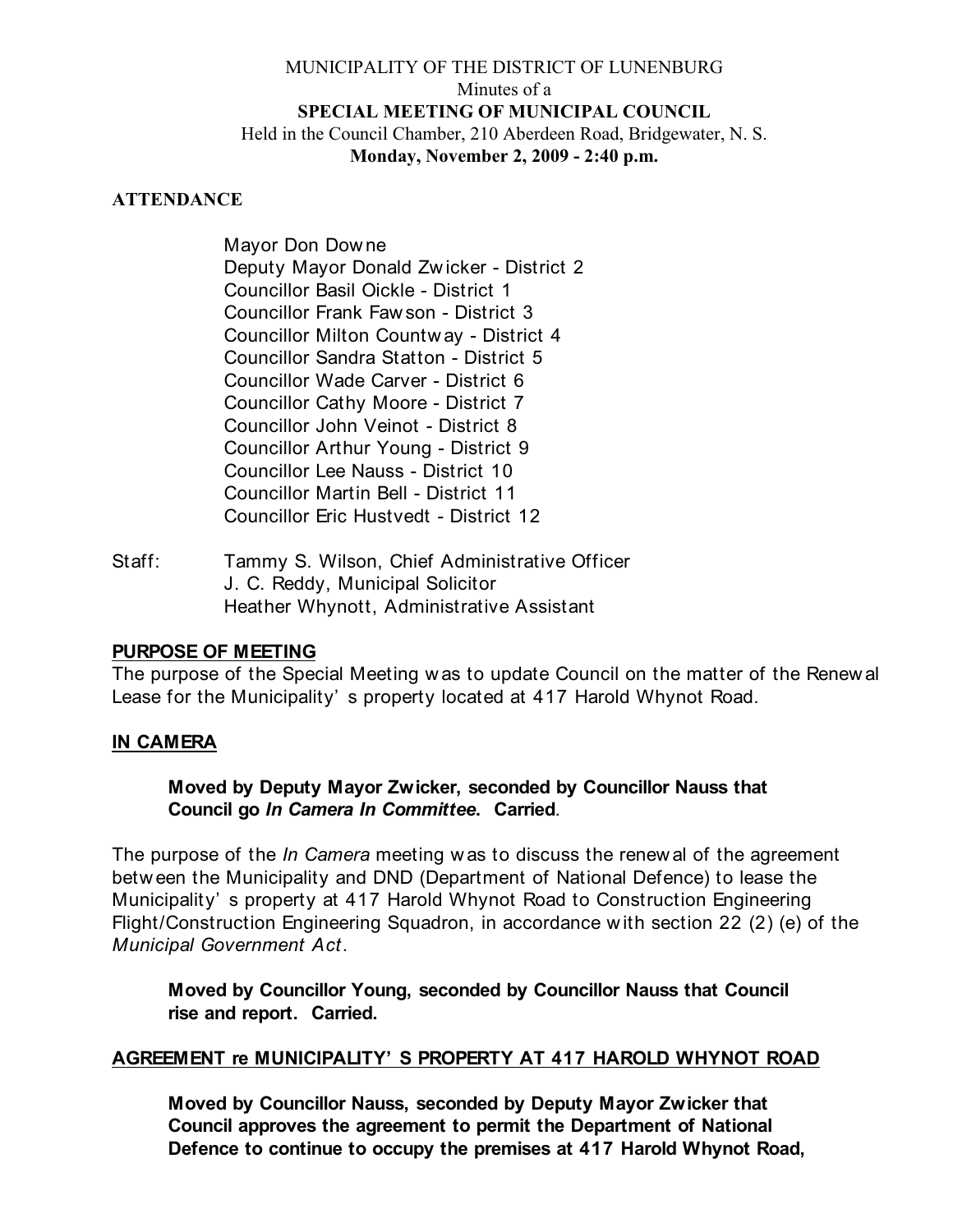MUNICIPALITY OF THE DISTRICT OF LUNENBURG

Minutes of a

**SPECIAL MEETING OF MUNICIPAL COUNCIL**

Held in the Council Chamber, 210 Aberdeen Road, Bridgewater, N. S.

**Monday, November 2, 2009 - 2:40 p.m.**

**ATTENDANCE**

Mayor Don Downe
Deputy Mayor Donald Zwicker - District 2
Councillor Basil Oickle - District 1
Councillor Frank Fawson - District 3
Councillor Milton Countway - District 4
Councillor Sandra Statton - District 5
Councillor Wade Carver - District 6
Councillor Cathy Moore - District 7
Councillor John Veinot - District 8
Councillor Arthur Young - District 9
Councillor Lee Nauss - District 10
Councillor Martin Bell - District 11
Councillor Eric Hustvedt - District 12

Staff: Tammy S. Wilson, Chief Administrative Officer
J. C. Reddy, Municipal Solicitor
Heather Whynott, Administrative Assistant

**PURPOSE OF MEETING**

The purpose of the Special Meeting was to update Council on the matter of the Renewal Lease for the Municipality's property located at 417 Harold Whynot Road.

**IN CAMERA**

> **Moved by Deputy Mayor Zwicker, seconded by Councillor Nauss that Council go *In Camera In Committee*. Carried**.

The purpose of the *In Camera* meeting was to discuss the renewal of the agreement between the Municipality and DND (Department of National Defence) to lease the Municipality's property at 417 Harold Whynot Road to Construction Engineering Flight/Construction Engineering Squadron, in accordance with section 22 (2) (e) of the *Municipal Government Act*.

> **Moved by Councillor Young, seconded by Councillor Nauss that Council rise and report. Carried.**

**AGREEMENT re MUNICIPALITY'S PROPERTY AT 417 HAROLD WHYNOT ROAD**

> **Moved by Councillor Nauss, seconded by Deputy Mayor Zwicker that Council approves the agreement to permit the Department of National Defence to continue to occupy the premises at 417 Harold Whynot Road,**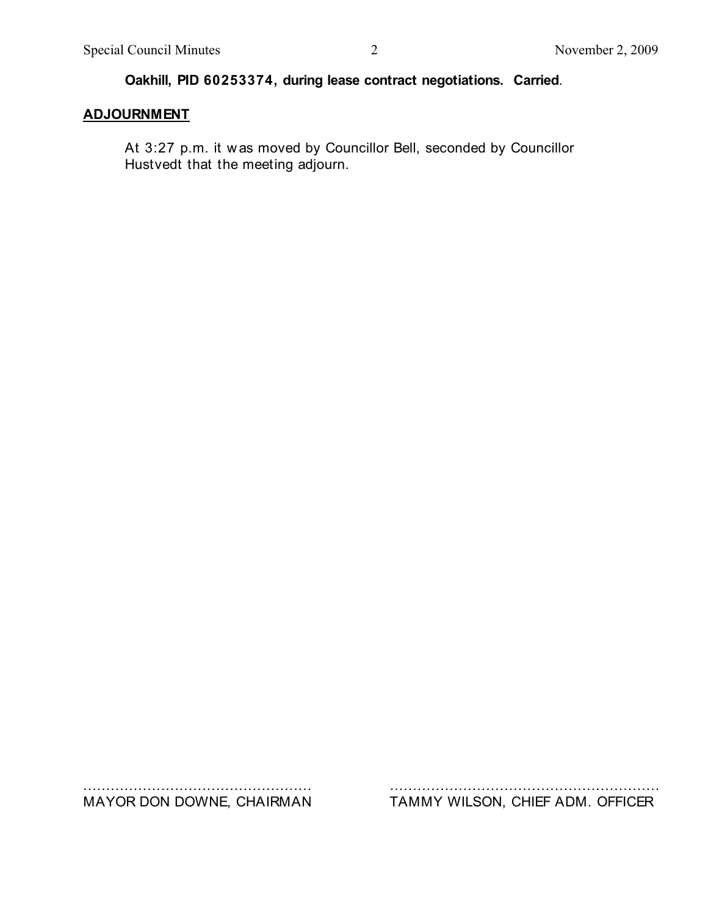**Oakhill, PID 60253374, during lease contract negotiations. Carried**.

**ADJOURNMENT**

At 3:27 p.m. it was moved by Councillor Bell, seconded by Councillor Hustvedt that the meeting adjourn.

…………………………………………… 
MAYOR DON DOWNE, CHAIRMAN

……………………………………………………
TAMMY WILSON, CHIEF ADM. OFFICER